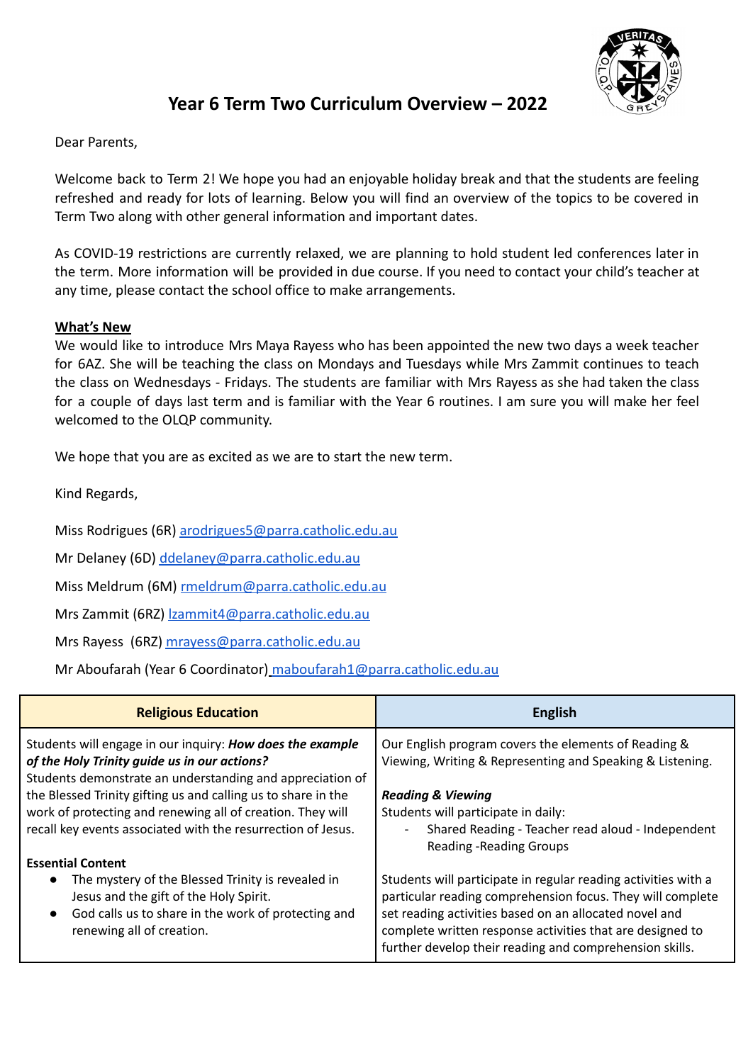# Year 6 Term Two Curriculum Overview – 2022

Dear Parents,

Welcome back to Term 2! We hope you had an enjoyable holiday break and that the students are feeling refreshed and ready for lots of learning. Below you will find an overview of the topics to be covered in Term Two along with other general information and important dates.

As COVID-19 restrictions are currently relaxed, we are planning to hold student led conferences later in the term. More information will be provided in due course. If you need to contact your child's teacher at any time, please contact the school office to make arrangements.

**What's New**

We would like to introduce Mrs Maya Rayess who has been appointed the new two days a week teacher for 6AZ. She will be teaching the class on Mondays and Tuesdays while Mrs Zammit continues to teach the class on Wednesdays - Fridays. The students are familiar with Mrs Rayess as she had taken the class for a couple of days last term and is familiar with the Year 6 routines. I am sure you will make her feel welcomed to the OLQP community.

We hope that you are as excited as we are to start the new term.

Kind Regards,

Miss Rodrigues (6R) arodrigues5@parra.catholic.edu.au

Mr Delaney (6D) ddelaney@parra.catholic.edu.au

Miss Meldrum (6M) rmeldrum@parra.catholic.edu.au

Mrs Zammit (6RZ) lzammit4@parra.catholic.edu.au

Mrs Rayess (6RZ) mrayess@parra.catholic.edu.au

Mr Aboufarah (Year 6 Coordinator) maboufarah1@parra.catholic.edu.au

| Religious Education | English |
|---|---|
| Students will engage in our inquiry: ***How does the example of the Holy Trinity guide us in our actions?*** Students demonstrate an understanding and appreciation of the Blessed Trinity gifting us and calling us to share in the work of protecting and renewing all of creation. They will recall key events associated with the resurrection of Jesus.<br><br>**Essential Content**<br>• The mystery of the Blessed Trinity is revealed in Jesus and the gift of the Holy Spirit.<br>• God calls us to share in the work of protecting and renewing all of creation. | Our English program covers the elements of Reading & Viewing, Writing & Representing and Speaking & Listening.<br><br>***Reading & Viewing***<br>Students will participate in daily:<br>- Shared Reading - Teacher read aloud - Independent Reading -Reading Groups<br><br>Students will participate in regular reading activities with a particular reading comprehension focus. They will complete set reading activities based on an allocated novel and complete written response activities that are designed to further develop their reading and comprehension skills. |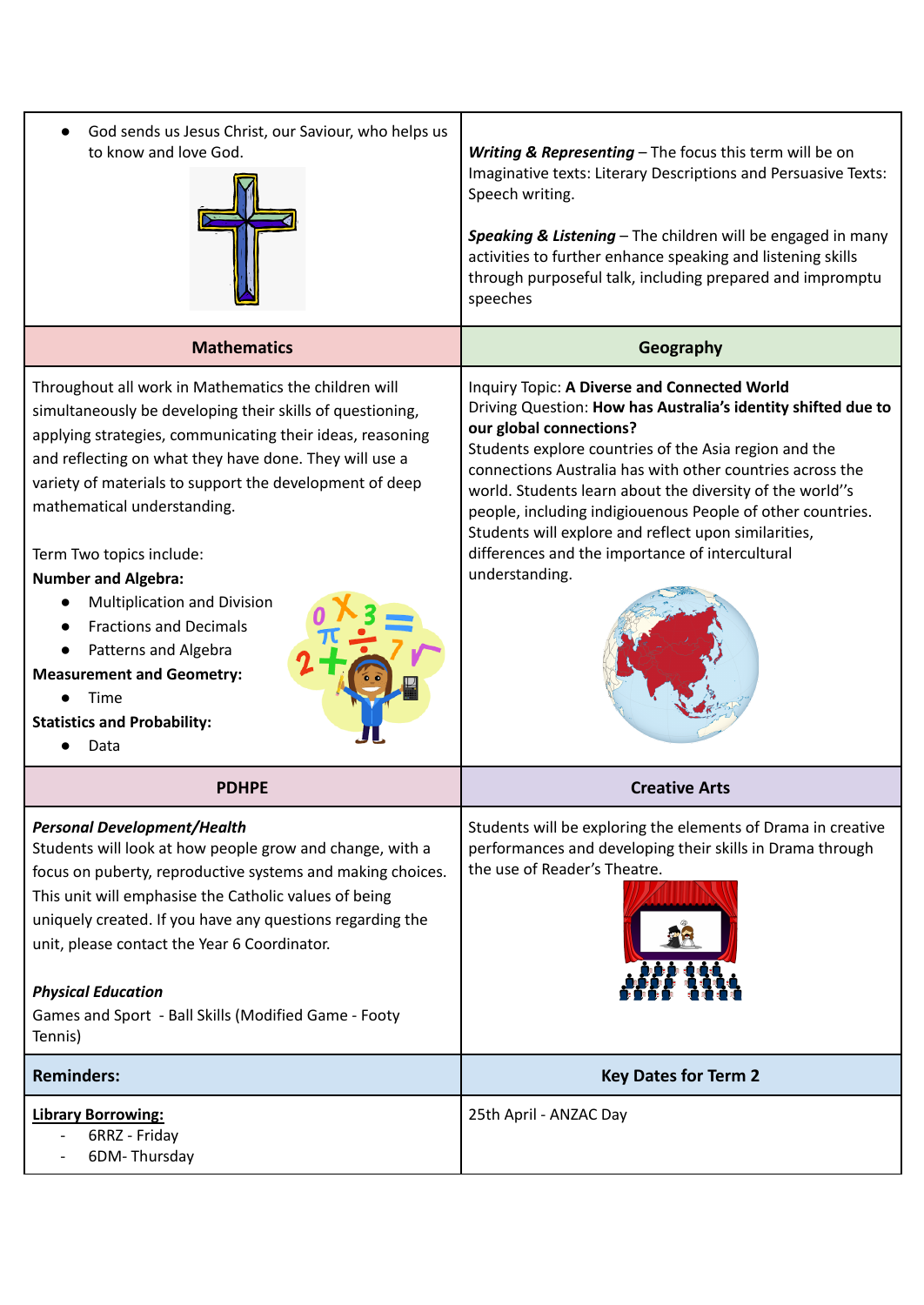| | |
|---|---|
| <ul><li>God sends us Jesus Christ, our Saviour, who helps us to know and love God.</li></ul> | ***Writing & Representing*** – The focus this term will be on Imaginative texts: Literary Descriptions and Persuasive Texts: Speech writing.<br><br>***Speaking & Listening*** – The children will be engaged in many activities to further enhance speaking and listening skills through purposeful talk, including prepared and impromptu speeches |
| **Mathematics** | **Geography** |
| Throughout all work in Mathematics the children will simultaneously be developing their skills of questioning, applying strategies, communicating their ideas, reasoning and reflecting on what they have done. They will use a variety of materials to support the development of deep mathematical understanding.<br><br>Term Two topics include:<br>**Number and Algebra:**<br>• Multiplication and Division<br>• Fractions and Decimals<br>• Patterns and Algebra<br>**Measurement and Geometry:**<br>• Time<br>**Statistics and Probability:**<br>• Data | Inquiry Topic: **A Diverse and Connected World**<br>Driving Question: **How has Australia's identity shifted due to our global connections?**<br>Students explore countries of the Asia region and the connections Australia has with other countries across the world. Students learn about the diversity of the world''s people, including indigiouenous People of other countries. Students will explore and reflect upon similarities, differences and the importance of intercultural understanding. |
| **PDHPE** | **Creative Arts** |
| ***Personal Development/Health***<br>Students will look at how people grow and change, with a focus on puberty, reproductive systems and making choices. This unit will emphasise the Catholic values of being uniquely created. If you have any questions regarding the unit, please contact the Year 6 Coordinator.<br><br>***Physical Education***<br>Games and Sport - Ball Skills (Modified Game - Footy Tennis) | Students will be exploring the elements of Drama in creative performances and developing their skills in Drama through the use of Reader's Theatre. |
| **Reminders:** | **Key Dates for Term 2** |
| **<u>Library Borrowing:</u>**<br>- 6RRZ - Friday<br>- 6DM- Thursday | 25th April - ANZAC Day |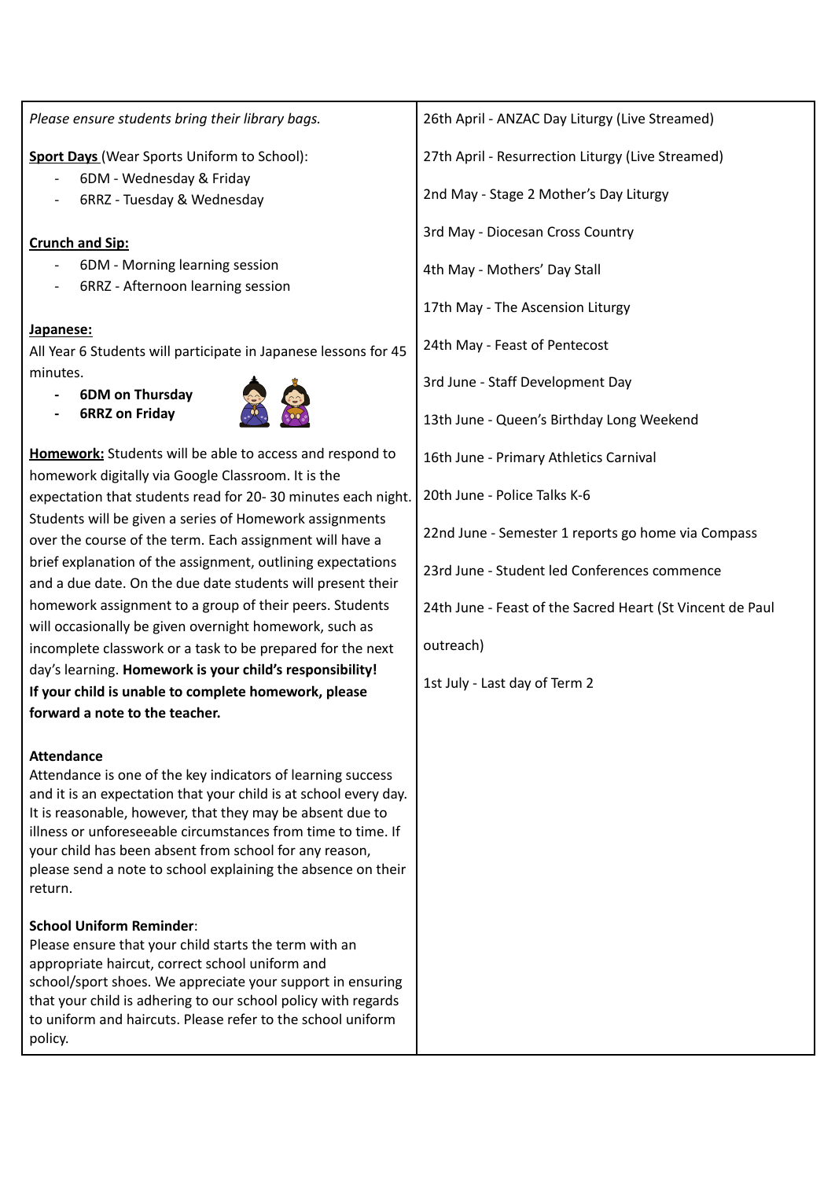*Please ensure students bring their library bags.*

**Sport Days** (Wear Sports Uniform to School):

- 6DM - Wednesday & Friday
- 6RRZ - Tuesday & Wednesday

**Crunch and Sip:**

- 6DM - Morning learning session
- 6RRZ - Afternoon learning session

**Japanese:**

All Year 6 Students will participate in Japanese lessons for 45 minutes.

- **6DM on Thursday**
- **6RRZ on Friday**

**Homework:** Students will be able to access and respond to homework digitally via Google Classroom. It is the expectation that students read for 20- 30 minutes each night. Students will be given a series of Homework assignments over the course of the term. Each assignment will have a brief explanation of the assignment, outlining expectations and a due date. On the due date students will present their homework assignment to a group of their peers. Students will occasionally be given overnight homework, such as incomplete classwork or a task to be prepared for the next day's learning. **Homework is your child's responsibility! If your child is unable to complete homework, please forward a note to the teacher.**

**Attendance**

Attendance is one of the key indicators of learning success and it is an expectation that your child is at school every day. It is reasonable, however, that they may be absent due to illness or unforeseeable circumstances from time to time. If your child has been absent from school for any reason, please send a note to school explaining the absence on their return.

**School Uniform Reminder**:

Please ensure that your child starts the term with an appropriate haircut, correct school uniform and school/sport shoes. We appreciate your support in ensuring that your child is adhering to our school policy with regards to uniform and haircuts. Please refer to the school uniform policy.

26th April - ANZAC Day Liturgy (Live Streamed)

27th April - Resurrection Liturgy (Live Streamed)

2nd May - Stage 2 Mother's Day Liturgy

3rd May - Diocesan Cross Country

4th May - Mothers' Day Stall

17th May - The Ascension Liturgy

24th May - Feast of Pentecost

3rd June - Staff Development Day

13th June - Queen's Birthday Long Weekend

16th June - Primary Athletics Carnival

20th June - Police Talks K-6

22nd June - Semester 1 reports go home via Compass

23rd June - Student led Conferences commence

24th June - Feast of the Sacred Heart (St Vincent de Paul outreach)

1st July - Last day of Term 2